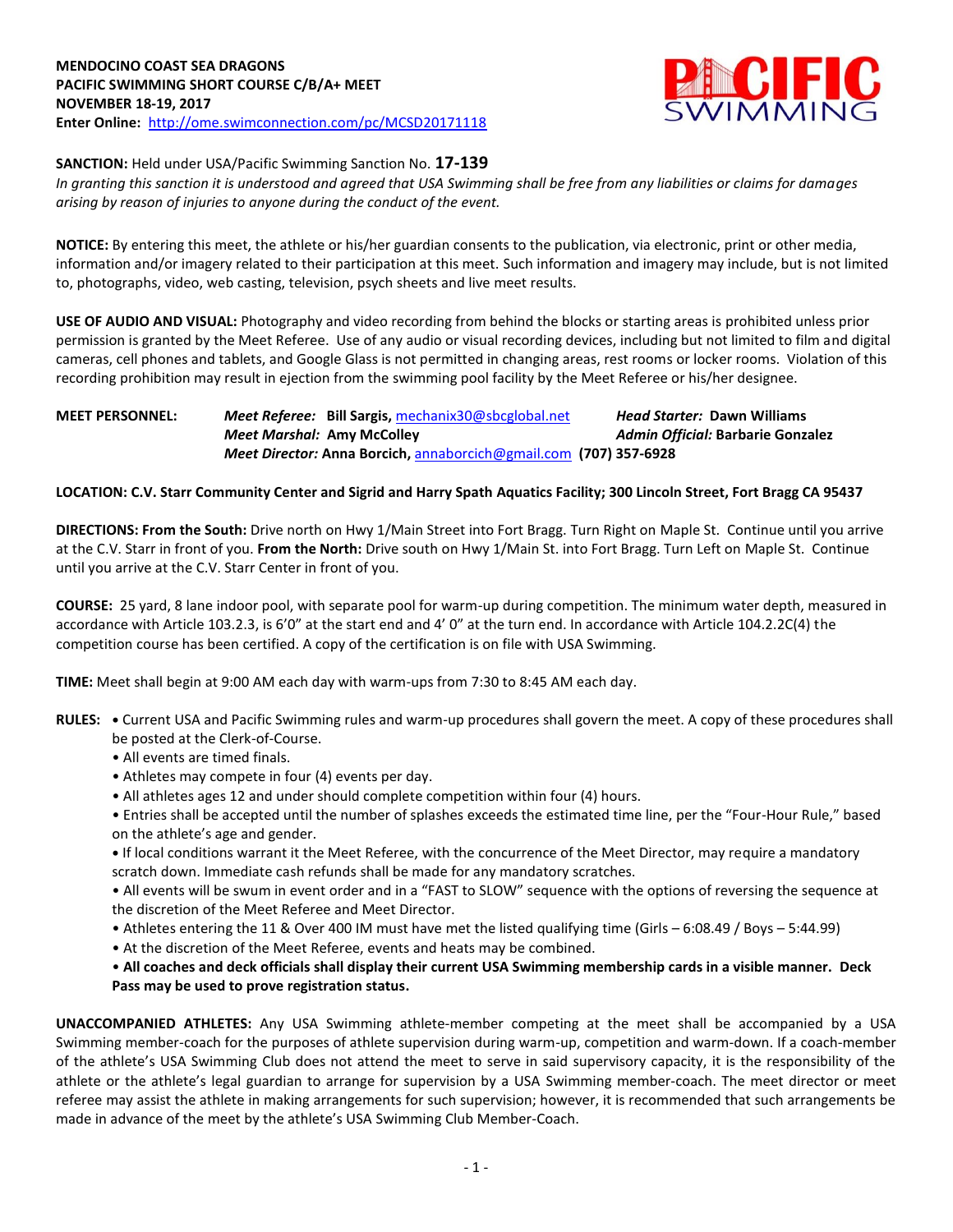**MENDOCINO COAST SEA DRAGONS**
**PACIFIC SWIMMING SHORT COURSE C/B/A+ MEET**
**NOVEMBER 18-19, 2017**
**Enter Online:** http://ome.swimconnection.com/pc/MCSD20171118

**SANCTION:** Held under USA/Pacific Swimming Sanction No. **17-139**
*In granting this sanction it is understood and agreed that USA Swimming shall be free from any liabilities or claims for damages arising by reason of injuries to anyone during the conduct of the event.*

**NOTICE:** By entering this meet, the athlete or his/her guardian consents to the publication, via electronic, print or other media, information and/or imagery related to their participation at this meet. Such information and imagery may include, but is not limited to, photographs, video, web casting, television, psych sheets and live meet results.

**USE OF AUDIO AND VISUAL:** Photography and video recording from behind the blocks or starting areas is prohibited unless prior permission is granted by the Meet Referee. Use of any audio or visual recording devices, including but not limited to film and digital cameras, cell phones and tablets, and Google Glass is not permitted in changing areas, rest rooms or locker rooms. Violation of this recording prohibition may result in ejection from the swimming pool facility by the Meet Referee or his/her designee.

**MEET PERSONNEL:**
*Meet Referee:* **Bill Sargis,** mechanix30@sbcglobal.net
*Head Starter:* **Dawn Williams**
*Meet Marshal:* **Amy McColley**
*Admin Official:* **Barbarie Gonzalez**
*Meet Director:* **Anna Borcich,** annaborcich@gmail.com **(707) 357-6928**

**LOCATION: C.V. Starr Community Center and Sigrid and Harry Spath Aquatics Facility; 300 Lincoln Street, Fort Bragg CA 95437**

**DIRECTIONS: From the South:** Drive north on Hwy 1/Main Street into Fort Bragg. Turn Right on Maple St. Continue until you arrive at the C.V. Starr in front of you. **From the North:** Drive south on Hwy 1/Main St. into Fort Bragg. Turn Left on Maple St. Continue until you arrive at the C.V. Starr Center in front of you.

**COURSE:** 25 yard, 8 lane indoor pool, with separate pool for warm-up during competition. The minimum water depth, measured in accordance with Article 103.2.3, is 6'0" at the start end and 4' 0" at the turn end. In accordance with Article 104.2.2C(4) the competition course has been certified. A copy of the certification is on file with USA Swimming.

**TIME:** Meet shall begin at 9:00 AM each day with warm-ups from 7:30 to 8:45 AM each day.

**RULES:**
- Current USA and Pacific Swimming rules and warm-up procedures shall govern the meet. A copy of these procedures shall be posted at the Clerk-of-Course.
- All events are timed finals.
- Athletes may compete in four (4) events per day.
- All athletes ages 12 and under should complete competition within four (4) hours.
- Entries shall be accepted until the number of splashes exceeds the estimated time line, per the "Four-Hour Rule," based on the athlete's age and gender.
- If local conditions warrant it the Meet Referee, with the concurrence of the Meet Director, may require a mandatory scratch down. Immediate cash refunds shall be made for any mandatory scratches.
- All events will be swum in event order and in a "FAST to SLOW" sequence with the options of reversing the sequence at the discretion of the Meet Referee and Meet Director.
- Athletes entering the 11 & Over 400 IM must have met the listed qualifying time (Girls – 6:08.49 / Boys – 5:44.99)
- At the discretion of the Meet Referee, events and heats may be combined.
- **All coaches and deck officials shall display their current USA Swimming membership cards in a visible manner. Deck Pass may be used to prove registration status.**

**UNACCOMPANIED ATHLETES:** Any USA Swimming athlete-member competing at the meet shall be accompanied by a USA Swimming member-coach for the purposes of athlete supervision during warm-up, competition and warm-down. If a coach-member of the athlete's USA Swimming Club does not attend the meet to serve in said supervisory capacity, it is the responsibility of the athlete or the athlete's legal guardian to arrange for supervision by a USA Swimming member-coach. The meet director or meet referee may assist the athlete in making arrangements for such supervision; however, it is recommended that such arrangements be made in advance of the meet by the athlete's USA Swimming Club Member-Coach.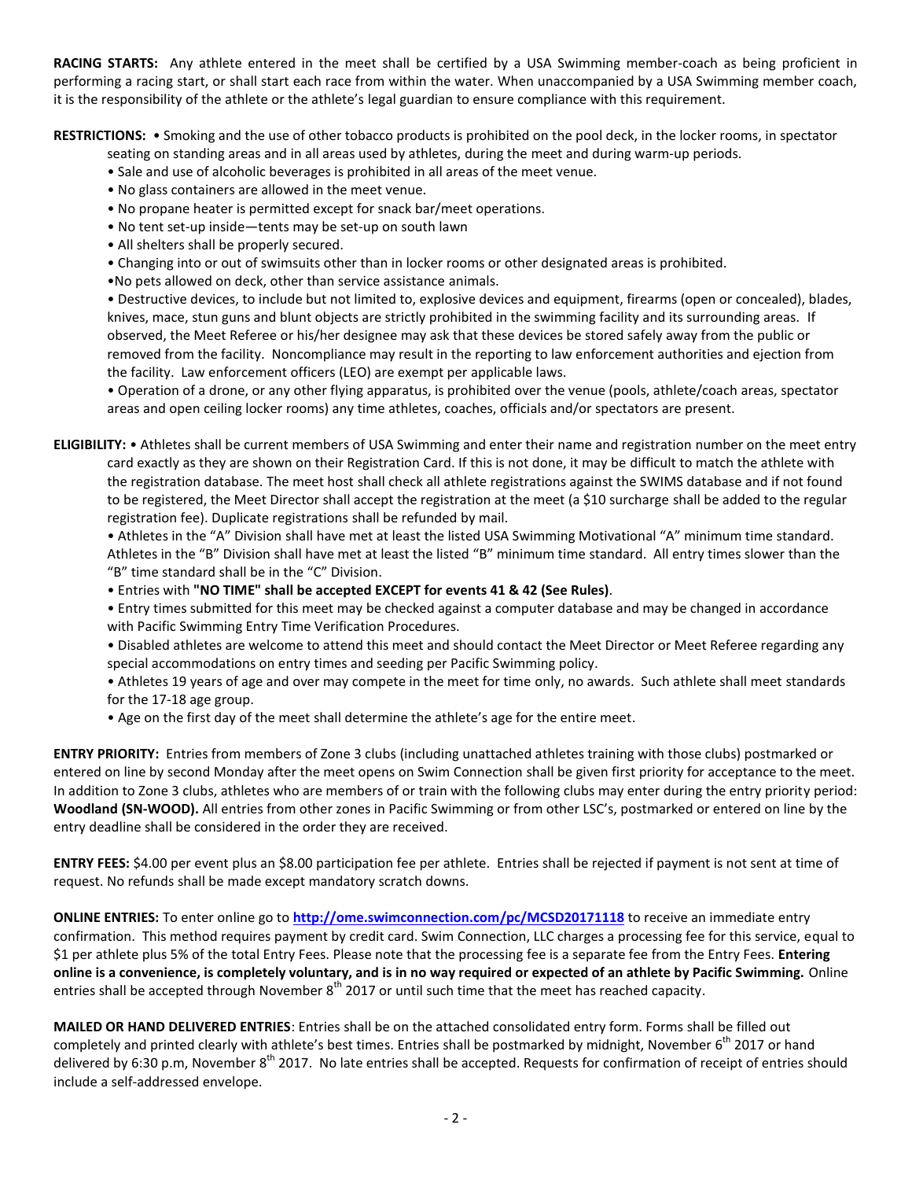**RACING STARTS:** Any athlete entered in the meet shall be certified by a USA Swimming member-coach as being proficient in performing a racing start, or shall start each race from within the water. When unaccompanied by a USA Swimming member coach, it is the responsibility of the athlete or the athlete's legal guardian to ensure compliance with this requirement.

**RESTRICTIONS:** • Smoking and the use of other tobacco products is prohibited on the pool deck, in the locker rooms, in spectator seating on standing areas and in all areas used by athletes, during the meet and during warm-up periods.

- Sale and use of alcoholic beverages is prohibited in all areas of the meet venue.
- No glass containers are allowed in the meet venue.
- No propane heater is permitted except for snack bar/meet operations.
- No tent set-up inside—tents may be set-up on south lawn
- All shelters shall be properly secured.
- Changing into or out of swimsuits other than in locker rooms or other designated areas is prohibited.
- No pets allowed on deck, other than service assistance animals.
- Destructive devices, to include but not limited to, explosive devices and equipment, firearms (open or concealed), blades, knives, mace, stun guns and blunt objects are strictly prohibited in the swimming facility and its surrounding areas. If observed, the Meet Referee or his/her designee may ask that these devices be stored safely away from the public or removed from the facility. Noncompliance may result in the reporting to law enforcement authorities and ejection from the facility. Law enforcement officers (LEO) are exempt per applicable laws.
- Operation of a drone, or any other flying apparatus, is prohibited over the venue (pools, athlete/coach areas, spectator areas and open ceiling locker rooms) any time athletes, coaches, officials and/or spectators are present.

**ELIGIBILITY:** • Athletes shall be current members of USA Swimming and enter their name and registration number on the meet entry card exactly as they are shown on their Registration Card. If this is not done, it may be difficult to match the athlete with the registration database. The meet host shall check all athlete registrations against the SWIMS database and if not found to be registered, the Meet Director shall accept the registration at the meet (a $10 surcharge shall be added to the regular registration fee). Duplicate registrations shall be refunded by mail.

- Athletes in the "A" Division shall have met at least the listed USA Swimming Motivational "A" minimum time standard. Athletes in the "B" Division shall have met at least the listed "B" minimum time standard. All entry times slower than the "B" time standard shall be in the "C" Division.
- Entries with **"NO TIME" shall be accepted EXCEPT for events 41 & 42 (See Rules)**.
- Entry times submitted for this meet may be checked against a computer database and may be changed in accordance with Pacific Swimming Entry Time Verification Procedures.
- Disabled athletes are welcome to attend this meet and should contact the Meet Director or Meet Referee regarding any special accommodations on entry times and seeding per Pacific Swimming policy.
- Athletes 19 years of age and over may compete in the meet for time only, no awards. Such athlete shall meet standards for the 17-18 age group.
- Age on the first day of the meet shall determine the athlete's age for the entire meet.

**ENTRY PRIORITY:** Entries from members of Zone 3 clubs (including unattached athletes training with those clubs) postmarked or entered on line by second Monday after the meet opens on Swim Connection shall be given first priority for acceptance to the meet. In addition to Zone 3 clubs, athletes who are members of or train with the following clubs may enter during the entry priority period: **Woodland (SN-WOOD).** All entries from other zones in Pacific Swimming or from other LSC's, postmarked or entered on line by the entry deadline shall be considered in the order they are received.

**ENTRY FEES:** $4.00 per event plus an $8.00 participation fee per athlete. Entries shall be rejected if payment is not sent at time of request. No refunds shall be made except mandatory scratch downs.

**ONLINE ENTRIES:** To enter online go to **http://ome.swimconnection.com/pc/MCSD20171118** to receive an immediate entry confirmation. This method requires payment by credit card. Swim Connection, LLC charges a processing fee for this service, equal to $1 per athlete plus 5% of the total Entry Fees. Please note that the processing fee is a separate fee from the Entry Fees. **Entering online is a convenience, is completely voluntary, and is in no way required or expected of an athlete by Pacific Swimming.** Online entries shall be accepted through November 8th 2017 or until such time that the meet has reached capacity.

**MAILED OR HAND DELIVERED ENTRIES**: Entries shall be on the attached consolidated entry form. Forms shall be filled out completely and printed clearly with athlete's best times. Entries shall be postmarked by midnight, November 6th 2017 or hand delivered by 6:30 p.m, November 8th 2017. No late entries shall be accepted. Requests for confirmation of receipt of entries should include a self-addressed envelope.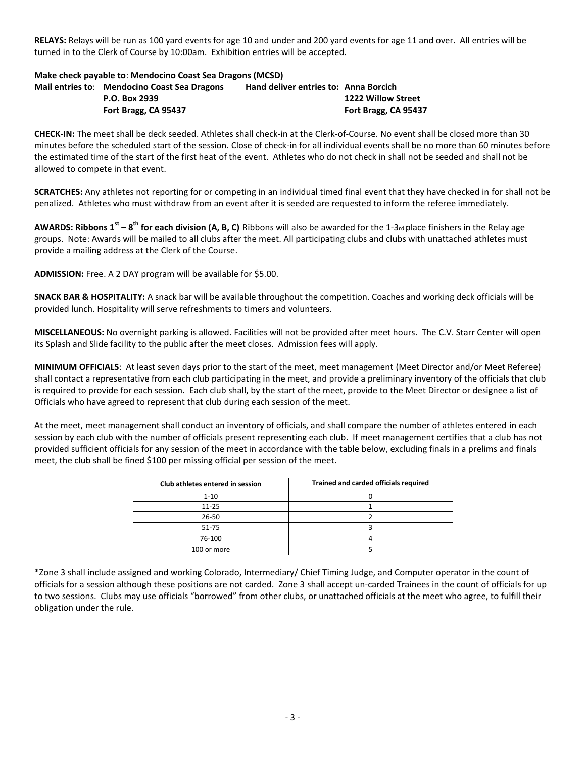**RELAYS:** Relays will be run as 100 yard events for age 10 and under and 200 yard events for age 11 and over. All entries will be turned in to the Clerk of Course by 10:00am. Exhibition entries will be accepted.

**Make check payable to**: **Mendocino Coast Sea Dragons (MCSD)**

**Mail entries to**: **Mendocino Coast Sea Dragons**
**P.O. Box 2939**
**Fort Bragg, CA 95437**

**Hand deliver entries to: Anna Borcich**
**1222 Willow Street**
**Fort Bragg, CA 95437**

**CHECK-IN:** The meet shall be deck seeded. Athletes shall check-in at the Clerk-of-Course. No event shall be closed more than 30 minutes before the scheduled start of the session. Close of check-in for all individual events shall be no more than 60 minutes before the estimated time of the start of the first heat of the event. Athletes who do not check in shall not be seeded and shall not be allowed to compete in that event.

**SCRATCHES:** Any athletes not reporting for or competing in an individual timed final event that they have checked in for shall not be penalized. Athletes who must withdraw from an event after it is seeded are requested to inform the referee immediately.

**AWARDS: Ribbons 1st – 8th for each division (A, B, C)** Ribbons will also be awarded for the 1-3rd place finishers in the Relay age groups. Note: Awards will be mailed to all clubs after the meet. All participating clubs and clubs with unattached athletes must provide a mailing address at the Clerk of the Course.

**ADMISSION:** Free. A 2 DAY program will be available for $5.00.

**SNACK BAR & HOSPITALITY:** A snack bar will be available throughout the competition. Coaches and working deck officials will be provided lunch. Hospitality will serve refreshments to timers and volunteers.

**MISCELLANEOUS:** No overnight parking is allowed. Facilities will not be provided after meet hours. The C.V. Starr Center will open its Splash and Slide facility to the public after the meet closes. Admission fees will apply.

**MINIMUM OFFICIALS**: At least seven days prior to the start of the meet, meet management (Meet Director and/or Meet Referee) shall contact a representative from each club participating in the meet, and provide a preliminary inventory of the officials that club is required to provide for each session. Each club shall, by the start of the meet, provide to the Meet Director or designee a list of Officials who have agreed to represent that club during each session of the meet.

At the meet, meet management shall conduct an inventory of officials, and shall compare the number of athletes entered in each session by each club with the number of officials present representing each club. If meet management certifies that a club has not provided sufficient officials for any session of the meet in accordance with the table below, excluding finals in a prelims and finals meet, the club shall be fined $100 per missing official per session of the meet.

| Club athletes entered in session | Trained and carded officials required |
|---|---|
| 1-10 | 0 |
| 11-25 | 1 |
| 26-50 | 2 |
| 51-75 | 3 |
| 76-100 | 4 |
| 100 or more | 5 |

*Zone 3 shall include assigned and working Colorado, Intermediary/ Chief Timing Judge, and Computer operator in the count of officials for a session although these positions are not carded. Zone 3 shall accept un-carded Trainees in the count of officials for up to two sessions. Clubs may use officials "borrowed" from other clubs, or unattached officials at the meet who agree, to fulfill their obligation under the rule.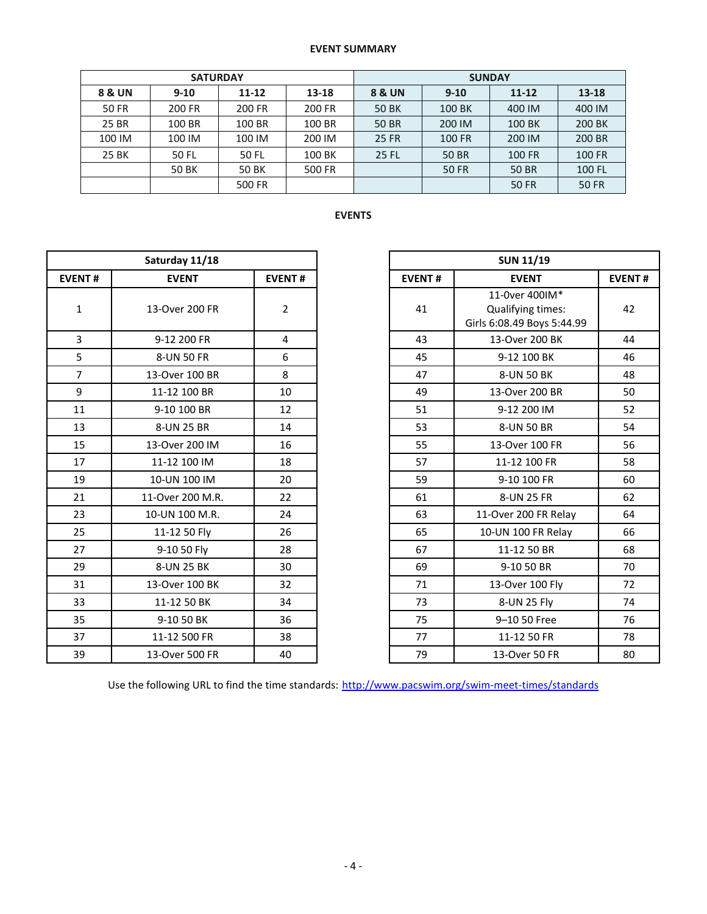## EVENT SUMMARY

| SATURDAY | | | | SUNDAY | | | |
|---|---|---|---|---|---|---|---|
| **8 & UN** | **9-10** | **11-12** | **13-18** | **8 & UN** | **9-10** | **11-12** | **13-18** |
| 50 FR | 200 FR | 200 FR | 200 FR | 50 BK | 100 BK | 400 IM | 400 IM |
| 25 BR | 100 BR | 100 BR | 100 BR | 50 BR | 200 IM | 100 BK | 200 BK |
| 100 IM | 100 IM | 100 IM | 200 IM | 25 FR | 100 FR | 200 IM | 200 BR |
| 25 BK | 50 FL | 50 FL | 100 BK | 25 FL | 50 BR | 100 FR | 100 FR |
| | 50 BK | 50 BK | 500 FR | | 50 FR | 50 BR | 100 FL |
| | | 500 FR | | | | 50 FR | 50 FR |

## EVENTS

| Saturday 11/18 | | |
|---|---|---|
| **EVENT #** | **EVENT** | **EVENT #** |
| 1 | 13-Over 200 FR | 2 |
| 3 | 9-12 200 FR | 4 |
| 5 | 8-UN 50 FR | 6 |
| 7 | 13-Over 100 BR | 8 |
| 9 | 11-12 100 BR | 10 |
| 11 | 9-10 100 BR | 12 |
| 13 | 8-UN 25 BR | 14 |
| 15 | 13-Over 200 IM | 16 |
| 17 | 11-12 100 IM | 18 |
| 19 | 10-UN 100 IM | 20 |
| 21 | 11-Over 200 M.R. | 22 |
| 23 | 10-UN 100 M.R. | 24 |
| 25 | 11-12 50 Fly | 26 |
| 27 | 9-10 50 Fly | 28 |
| 29 | 8-UN 25 BK | 30 |
| 31 | 13-Over 100 BK | 32 |
| 33 | 11-12 50 BK | 34 |
| 35 | 9-10 50 BK | 36 |
| 37 | 11-12 500 FR | 38 |
| 39 | 13-Over 500 FR | 40 |

| SUN 11/19 | | |
|---|---|---|
| **EVENT #** | **EVENT** | **EVENT #** |
| 41 | 11-0ver 400IM* Qualifying times: Girls 6:08.49 Boys 5:44.99 | 42 |
| 43 | 13-Over 200 BK | 44 |
| 45 | 9-12 100 BK | 46 |
| 47 | 8-UN 50 BK | 48 |
| 49 | 13-Over 200 BR | 50 |
| 51 | 9-12 200 IM | 52 |
| 53 | 8-UN 50 BR | 54 |
| 55 | 13-Over 100 FR | 56 |
| 57 | 11-12 100 FR | 58 |
| 59 | 9-10 100 FR | 60 |
| 61 | 8-UN 25 FR | 62 |
| 63 | 11-Over 200 FR Relay | 64 |
| 65 | 10-UN 100 FR Relay | 66 |
| 67 | 11-12 50 BR | 68 |
| 69 | 9-10 50 BR | 70 |
| 71 | 13-Over 100 Fly | 72 |
| 73 | 8-UN 25 Fly | 74 |
| 75 | 9–10 50 Free | 76 |
| 77 | 11-12 50 FR | 78 |
| 79 | 13-Over 50 FR | 80 |

Use the following URL to find the time standards: [http://www.pacswim.org/swim-meet-times/standards](http://www.pacswim.org/swim-meet-times/standards)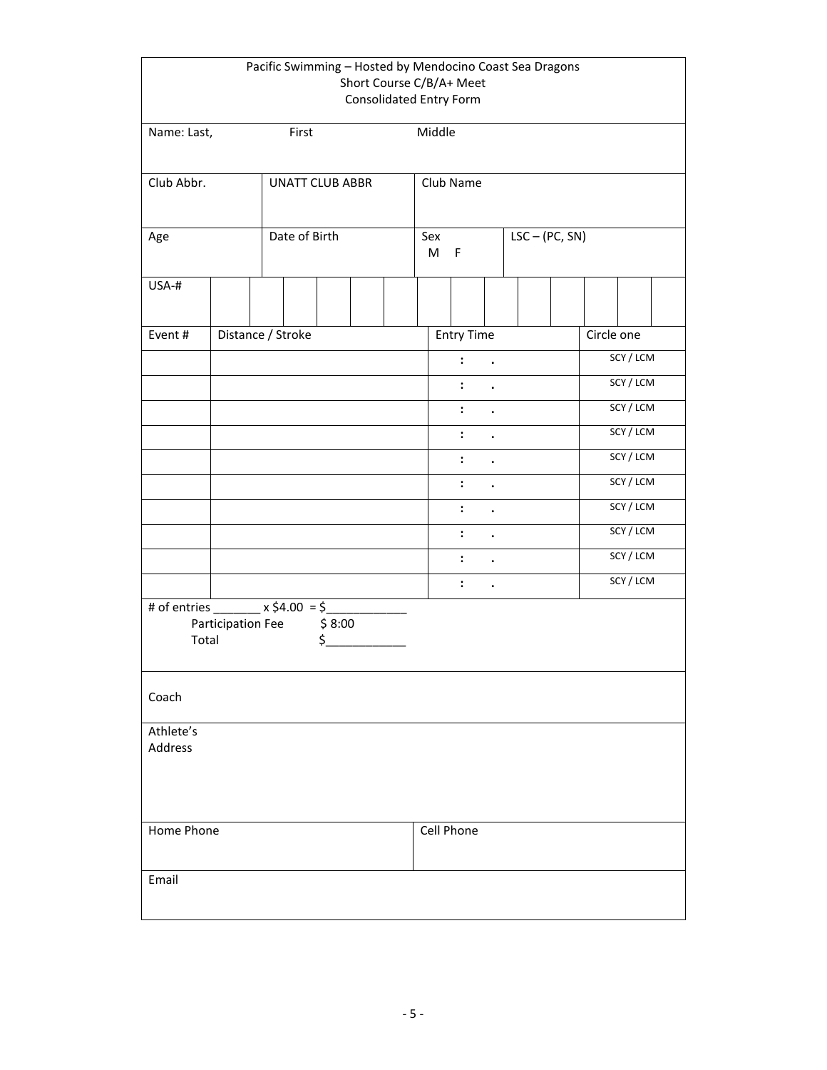Pacific Swimming – Hosted by Mendocino Coast Sea Dragons
Short Course C/B/A+ Meet
Consolidated Entry Form

| Name: Last, | First | Middle | |
|---|---|---|---|
| Club Abbr. | UNATT CLUB ABBR | Club Name | |
| Age | Date of Birth | Sex<br>M F | LSC – (PC, SN) |

| USA-# | | | | | | | | | | | | | | |
|---|---|---|---|---|---|---|---|---|---|---|---|---|---|---|

| Event # | Distance / Stroke | Entry Time | Circle one |
|---|---|---|---|
| | | : . | SCY / LCM |
| | | : . | SCY / LCM |
| | | : . | SCY / LCM |
| | | : . | SCY / LCM |
| | | : . | SCY / LCM |
| | | : . | SCY / LCM |
| | | : . | SCY / LCM |
| | | : . | SCY / LCM |
| | | : . | SCY / LCM |
| | | : . | SCY / LCM |

# of entries _______ x $4.00 = $____________
Participation Fee $ 8:00
Total $____________

Coach

Athlete's Address

| Home Phone | Cell Phone |
|---|---|
| | |

Email